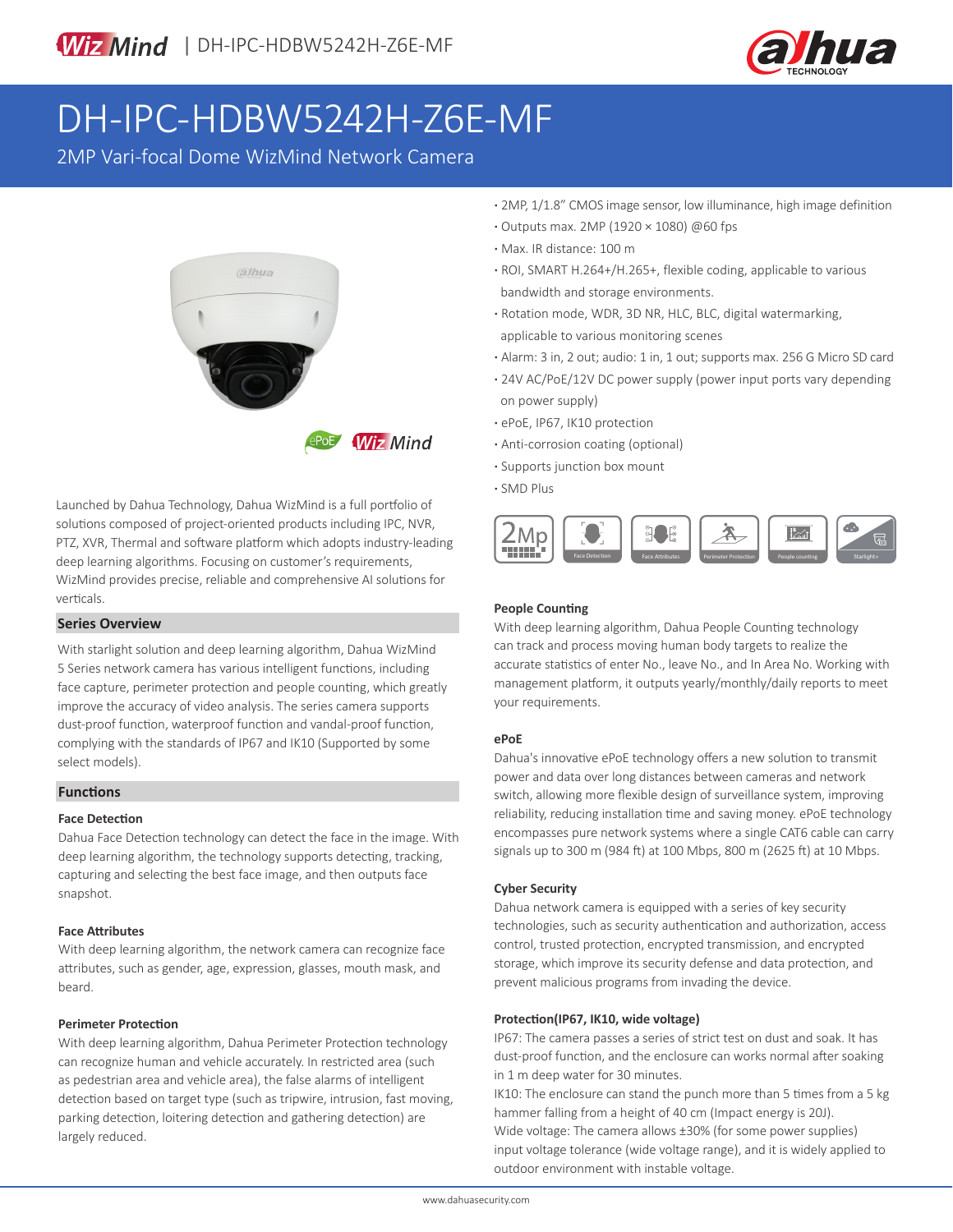# DH-IPC-HDBW5242H-Z6E-MF

2MP Vari-focal Dome WizMind Network Camera

- 2MP, 1/1.8" CMOS image sensor, low illuminance, high image definition
- Outputs max. 2MP (1920 × 1080) @60 fps
- Max. IR distance: 100 m
- ROI, SMART H.264+/H.265+, flexible coding, applicable to various bandwidth and storage environments.
- Rotation mode, WDR, 3D NR, HLC, BLC, digital watermarking, applicable to various monitoring scenes
- Alarm: 3 in, 2 out; audio: 1 in, 1 out; supports max. 256 G Micro SD card
- 24V AC/PoE/12V DC power supply (power input ports vary depending on power supply)
- ePoE, IP67, IK10 protection
- Anti-corrosion coating (optional)
- Supports junction box mount
- SMD Plus

Launched by Dahua Technology, Dahua WizMind is a full portfolio of solutions composed of project-oriented products including IPC, NVR, PTZ, XVR, Thermal and software platform which adopts industry-leading deep learning algorithms. Focusing on customer's requirements, WizMind provides precise, reliable and comprehensive AI solutions for verticals.

## Series Overview

With starlight solution and deep learning algorithm, Dahua WizMind 5 Series network camera has various intelligent functions, including face capture, perimeter protection and people counting, which greatly improve the accuracy of video analysis. The series camera supports dust-proof function, waterproof function and vandal-proof function, complying with the standards of IP67 and IK10 (Supported by some select models).

## Functions

### Face Detection

Dahua Face Detection technology can detect the face in the image. With deep learning algorithm, the technology supports detecting, tracking, capturing and selecting the best face image, and then outputs face snapshot.

### Face Attributes

With deep learning algorithm, the network camera can recognize face attributes, such as gender, age, expression, glasses, mouth mask, and beard.

### Perimeter Protection

With deep learning algorithm, Dahua Perimeter Protection technology can recognize human and vehicle accurately. In restricted area (such as pedestrian area and vehicle area), the false alarms of intelligent detection based on target type (such as tripwire, intrusion, fast moving, parking detection, loitering detection and gathering detection) are largely reduced.

### People Counting

With deep learning algorithm, Dahua People Counting technology can track and process moving human body targets to realize the accurate statistics of enter No., leave No., and In Area No. Working with management platform, it outputs yearly/monthly/daily reports to meet your requirements.

### ePoE

Dahua's innovative ePoE technology offers a new solution to transmit power and data over long distances between cameras and network switch, allowing more flexible design of surveillance system, improving reliability, reducing installation time and saving money. ePoE technology encompasses pure network systems where a single CAT6 cable can carry signals up to 300 m (984 ft) at 100 Mbps, 800 m (2625 ft) at 10 Mbps.

### Cyber Security

Dahua network camera is equipped with a series of key security technologies, such as security authentication and authorization, access control, trusted protection, encrypted transmission, and encrypted storage, which improve its security defense and data protection, and prevent malicious programs from invading the device.

### Protection(IP67, IK10, wide voltage)

IP67: The camera passes a series of strict test on dust and soak. It has dust-proof function, and the enclosure can works normal after soaking in 1 m deep water for 30 minutes.

IK10: The enclosure can stand the punch more than 5 times from a 5 kg hammer falling from a height of 40 cm (Impact energy is 20J).

Wide voltage: The camera allows ±30% (for some power supplies) input voltage tolerance (wide voltage range), and it is widely applied to outdoor environment with instable voltage.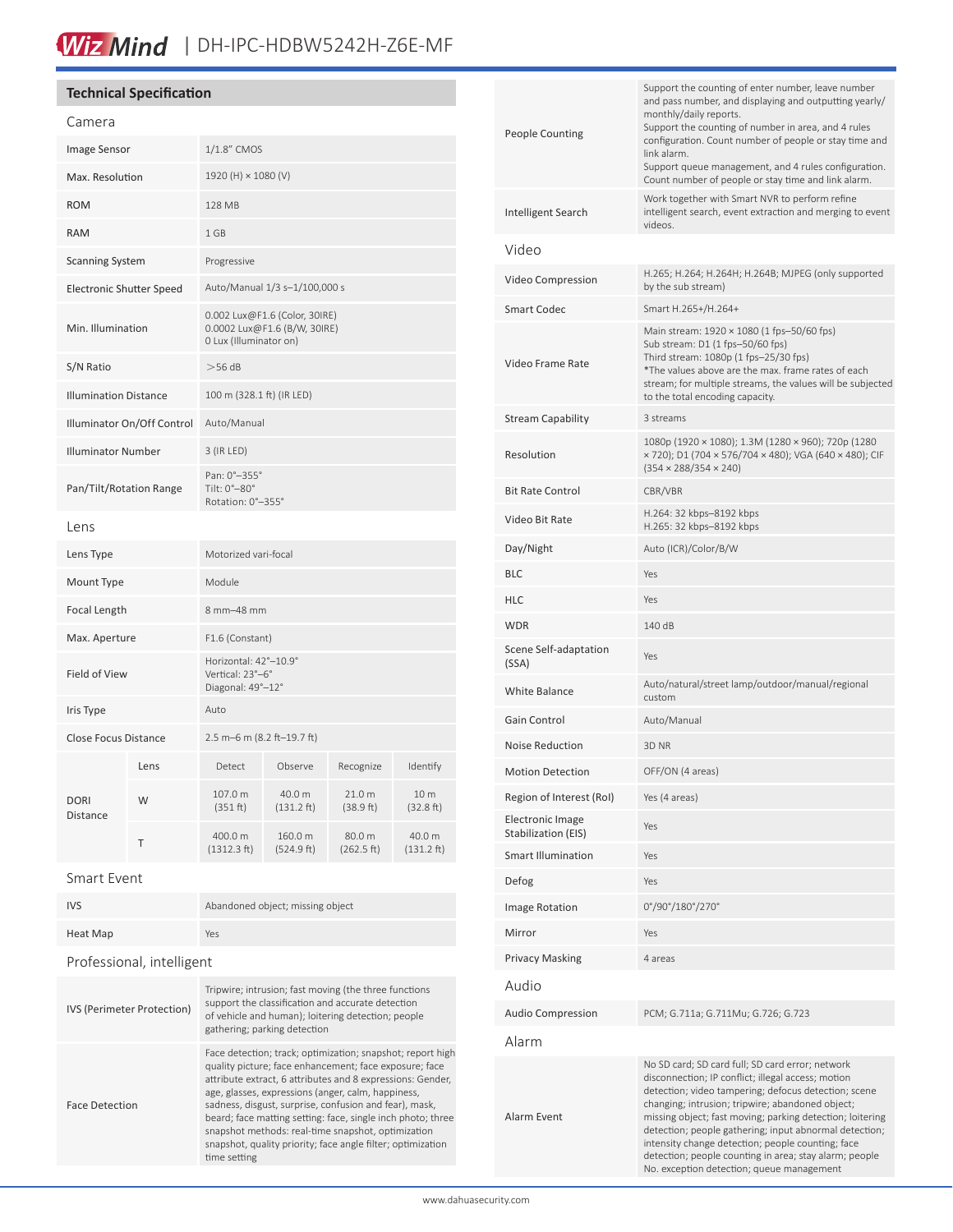# WizMind | DH-IPC-HDBW5242H-Z6E-MF

## Technical Specification

### Camera

| | |
|---|---|
| Image Sensor | 1/1.8" CMOS |
| Max. Resolution | 1920 (H) × 1080 (V) |
| ROM | 128 MB |
| RAM | 1 GB |
| Scanning System | Progressive |
| Electronic Shutter Speed | Auto/Manual 1/3 s–1/100,000 s |
| Min. Illumination | 0.002 Lux@F1.6 (Color, 30IRE)<br>0.0002 Lux@F1.6 (B/W, 30IRE)<br>0 Lux (Illuminator on) |
| S/N Ratio | >56 dB |
| Illumination Distance | 100 m (328.1 ft) (IR LED) |
| Illuminator On/Off Control | Auto/Manual |
| Illuminator Number | 3 (IR LED) |
| Pan/Tilt/Rotation Range | Pan: 0°–355°<br>Tilt: 0°–80°<br>Rotation: 0°–355° |

### Lens

| | | | | | |
|---|---|---|---|---|---|
| Lens Type | | Motorized vari-focal | | | |
| Mount Type | | Module | | | |
| Focal Length | | 8 mm–48 mm | | | |
| Max. Aperture | | F1.6 (Constant) | | | |
| Field of View | | Horizontal: 42°–10.9°<br>Vertical: 23°–6°<br>Diagonal: 49°–12° | | | |
| Iris Type | | Auto | | | |
| Close Focus Distance | | 2.5 m–6 m (8.2 ft–19.7 ft) | | | |
| DORI Distance | Lens | Detect | Observe | Recognize | Identify |
| | W | 107.0 m (351 ft) | 40.0 m (131.2 ft) | 21.0 m (38.9 ft) | 10 m (32.8 ft) |
| | T | 400.0 m (1312.3 ft) | 160.0 m (524.9 ft) | 80.0 m (262.5 ft) | 40.0 m (131.2 ft) |

### Smart Event

| | |
|---|---|
| IVS | Abandoned object; missing object |
| Heat Map | Yes |

### Professional, intelligent

| | |
|---|---|
| IVS (Perimeter Protection) | Tripwire; intrusion; fast moving (the three functions support the classification and accurate detection of vehicle and human); loitering detection; people gathering; parking detection |
| Face Detection | Face detection; track; optimization; snapshot; report high quality picture; face enhancement; face exposure; face attribute extract, 6 attributes and 8 expressions: Gender, age, glasses, expressions (anger, calm, happiness, sadness, disgust, surprise, confusion and fear), mask, beard; face matting setting: face, single inch photo; three snapshot methods: real-time snapshot, optimization snapshot, quality priority; face angle filter; optimization time setting |
| People Counting | Support the counting of enter number, leave number and pass number, and displaying and outputting yearly/monthly/daily reports.<br>Support the counting of number in area, and 4 rules configuration. Count number of people or stay time and link alarm.<br>Support queue management, and 4 rules configuration. Count number of people or stay time and link alarm. |
| Intelligent Search | Work together with Smart NVR to perform refine intelligent search, event extraction and merging to event videos. |

### Video

| | |
|---|---|
| Video Compression | H.265; H.264; H.264H; H.264B; MJPEG (only supported by the sub stream) |
| Smart Codec | Smart H.265+/H.264+ |
| Video Frame Rate | Main stream: 1920 × 1080 (1 fps–50/60 fps)<br>Sub stream: D1 (1 fps–50/60 fps)<br>Third stream: 1080p (1 fps–25/30 fps)<br>*The values above are the max. frame rates of each stream; for multiple streams, the values will be subjected to the total encoding capacity. |
| Stream Capability | 3 streams |
| Resolution | 1080p (1920 × 1080); 1.3M (1280 × 960); 720p (1280 × 720); D1 (704 × 576/704 × 480); VGA (640 × 480); CIF (354 × 288/354 × 240) |
| Bit Rate Control | CBR/VBR |
| Video Bit Rate | H.264: 32 kbps–8192 kbps<br>H.265: 32 kbps–8192 kbps |
| Day/Night | Auto (ICR)/Color/B/W |
| BLC | Yes |
| HLC | Yes |
| WDR | 140 dB |
| Scene Self-adaptation (SSA) | Yes |
| White Balance | Auto/natural/street lamp/outdoor/manual/regional custom |
| Gain Control | Auto/Manual |
| Noise Reduction | 3D NR |
| Motion Detection | OFF/ON (4 areas) |
| Region of Interest (RoI) | Yes (4 areas) |
| Electronic Image Stabilization (EIS) | Yes |
| Smart Illumination | Yes |
| Defog | Yes |
| Image Rotation | 0°/90°/180°/270° |
| Mirror | Yes |
| Privacy Masking | 4 areas |

### Audio

| | |
|---|---|
| Audio Compression | PCM; G.711a; G.711Mu; G.726; G.723 |

### Alarm

| | |
|---|---|
| Alarm Event | No SD card; SD card full; SD card error; network disconnection; IP conflict; illegal access; motion detection; video tampering; defocus detection; scene changing; intrusion; tripwire; abandoned object; missing object; fast moving; parking detection; loitering detection; people gathering; input abnormal detection; intensity change detection; people counting; face detection; people counting in area; stay alarm; people No. exception detection; queue management |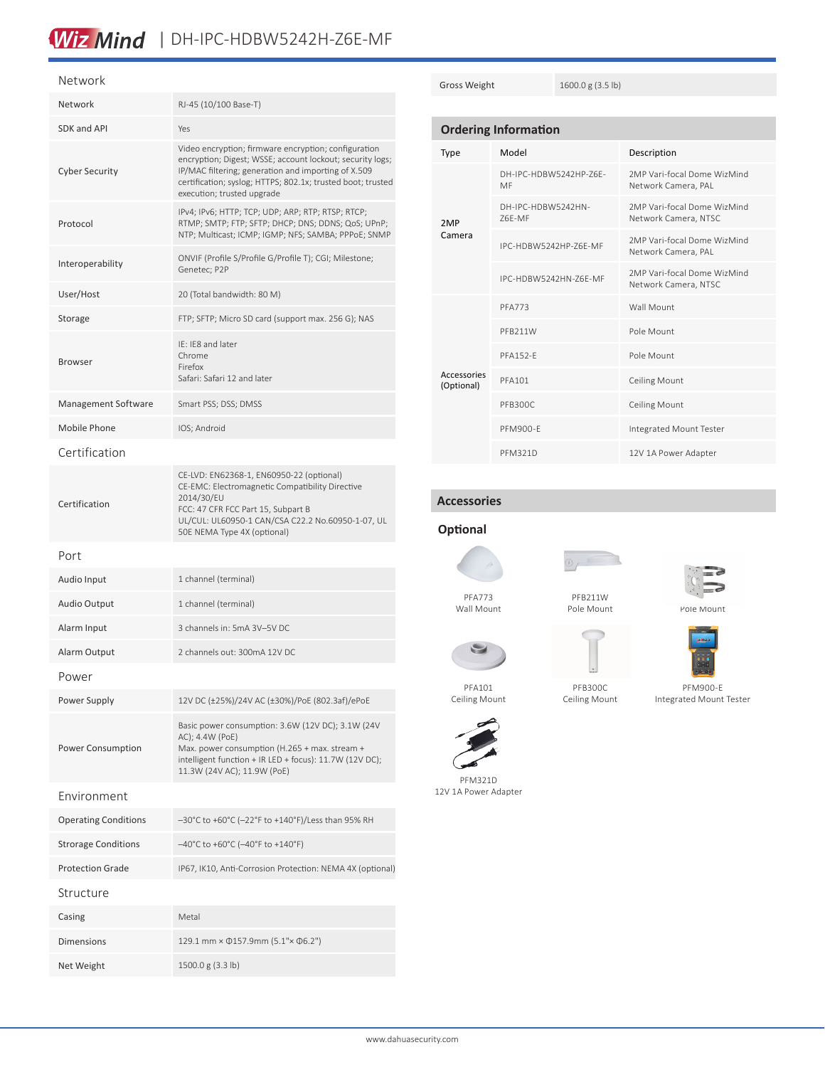# WizMind | DH-IPC-HDBW5242H-Z6E-MF

## Network

| | |
|---|---|
| Network | RJ-45 (10/100 Base-T) |
| SDK and API | Yes |
| Cyber Security | Video encryption; firmware encryption; configuration encryption; Digest; WSSE; account lockout; security logs; IP/MAC filtering; generation and importing of X.509 certification; syslog; HTTPS; 802.1x; trusted boot; trusted execution; trusted upgrade |
| Protocol | IPv4; IPv6; HTTP; TCP; UDP; ARP; RTP; RTSP; RTCP; RTMP; SMTP; FTP; SFTP; DHCP; DNS; DDNS; QoS; UPnP; NTP; Multicast; ICMP; IGMP; NFS; SAMBA; PPPoE; SNMP |
| Interoperability | ONVIF (Profile S/Profile G/Profile T); CGI; Milestone; Genetec; P2P |
| User/Host | 20 (Total bandwidth: 80 M) |
| Storage | FTP; SFTP; Micro SD card (support max. 256 G); NAS |
| Browser | IE: IE8 and later<br>Chrome<br>Firefox<br>Safari: Safari 12 and later |
| Management Software | Smart PSS; DSS; DMSS |
| Mobile Phone | IOS; Android |

## Certification

| | |
|---|---|
| Certification | CE-LVD: EN62368-1, EN60950-22 (optional)<br>CE-EMC: Electromagnetic Compatibility Directive 2014/30/EU<br>FCC: 47 CFR FCC Part 15, Subpart B<br>UL/CUL: UL60950-1 CAN/CSA C22.2 No.60950-1-07, UL 50E NEMA Type 4X (optional) |

## Port

| | |
|---|---|
| Audio Input | 1 channel (terminal) |
| Audio Output | 1 channel (terminal) |
| Alarm Input | 3 channels in: 5mA 3V–5V DC |
| Alarm Output | 2 channels out: 300mA 12V DC |

## Power

| | |
|---|---|
| Power Supply | 12V DC (±25%)/24V AC (±30%)/PoE (802.3af)/ePoE |
| Power Consumption | Basic power consumption: 3.6W (12V DC); 3.1W (24V AC); 4.4W (PoE)<br>Max. power consumption (H.265 + max. stream + intelligent function + IR LED + focus): 11.7W (12V DC); 11.3W (24V AC); 11.9W (PoE) |

## Environment

| | |
|---|---|
| Operating Conditions | –30°C to +60°C (–22°F to +140°F)/Less than 95% RH |
| Strorage Conditions | –40°C to +60°C (–40°F to +140°F) |
| Protection Grade | IP67, IK10, Anti-Corrosion Protection: NEMA 4X (optional) |

## Structure

| | |
|---|---|
| Casing | Metal |
| Dimensions | 129.1 mm × Φ157.9mm (5.1"× Φ6.2") |
| Net Weight | 1500.0 g (3.3 lb) |
| Gross Weight | 1600.0 g (3.5 lb) |

## Ordering Information

| Type | Model | Description |
|---|---|---|
| 2MP Camera | DH-IPC-HDBW5242HP-Z6E-MF | 2MP Vari-focal Dome WizMind Network Camera, PAL |
| | DH-IPC-HDBW5242HN-Z6E-MF | 2MP Vari-focal Dome WizMind Network Camera, NTSC |
| | IPC-HDBW5242HP-Z6E-MF | 2MP Vari-focal Dome WizMind Network Camera, PAL |
| | IPC-HDBW5242HN-Z6E-MF | 2MP Vari-focal Dome WizMind Network Camera, NTSC |
| Accessories (Optional) | PFA773 | Wall Mount |
| | PFB211W | Pole Mount |
| | PFA152-E | Pole Mount |
| | PFA101 | Ceiling Mount |
| | PFB300C | Ceiling Mount |
| | PFM900-E | Integrated Mount Tester |
| | PFM321D | 12V 1A Power Adapter |

## Accessories

### Optional

PFA773
Wall Mount

PFB211W
Pole Mount

Pole Mount

PFA101
Ceiling Mount

PFB300C
Ceiling Mount

PFM900-E
Integrated Mount Tester

PFM321D
12V 1A Power Adapter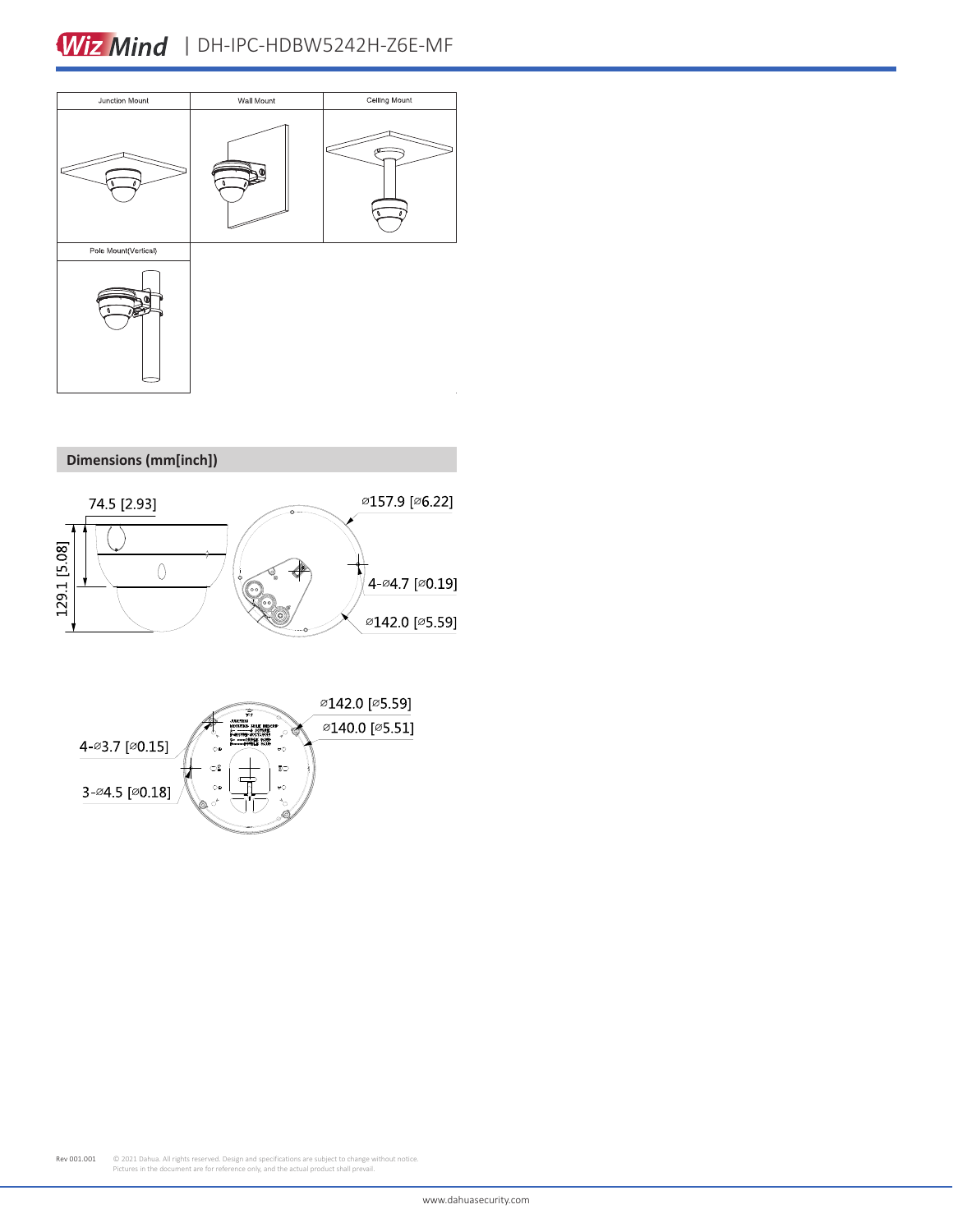| Junction Mount | Wall Mount | Ceiling Mount |
| --- | --- | --- |
| | | |

| Pole Mount(Vertical) |
| --- |
| |

## Dimensions (mm[inch])

74.5 [2.93]

129.1 [5.08]

⌀157.9 [⌀6.22]

4-⌀4.7 [⌀0.19]

⌀142.0 [⌀5.59]

⌀142.0 [⌀5.59]

⌀140.0 [⌀5.51]

4-⌀3.7 [⌀0.15]

3-⌀4.5 [⌀0.18]

Rev 001.001 © 2021 Dahua. All rights reserved. Design and specifications are subject to change without notice. Pictures in the document are for reference only, and the actual product shall prevail.